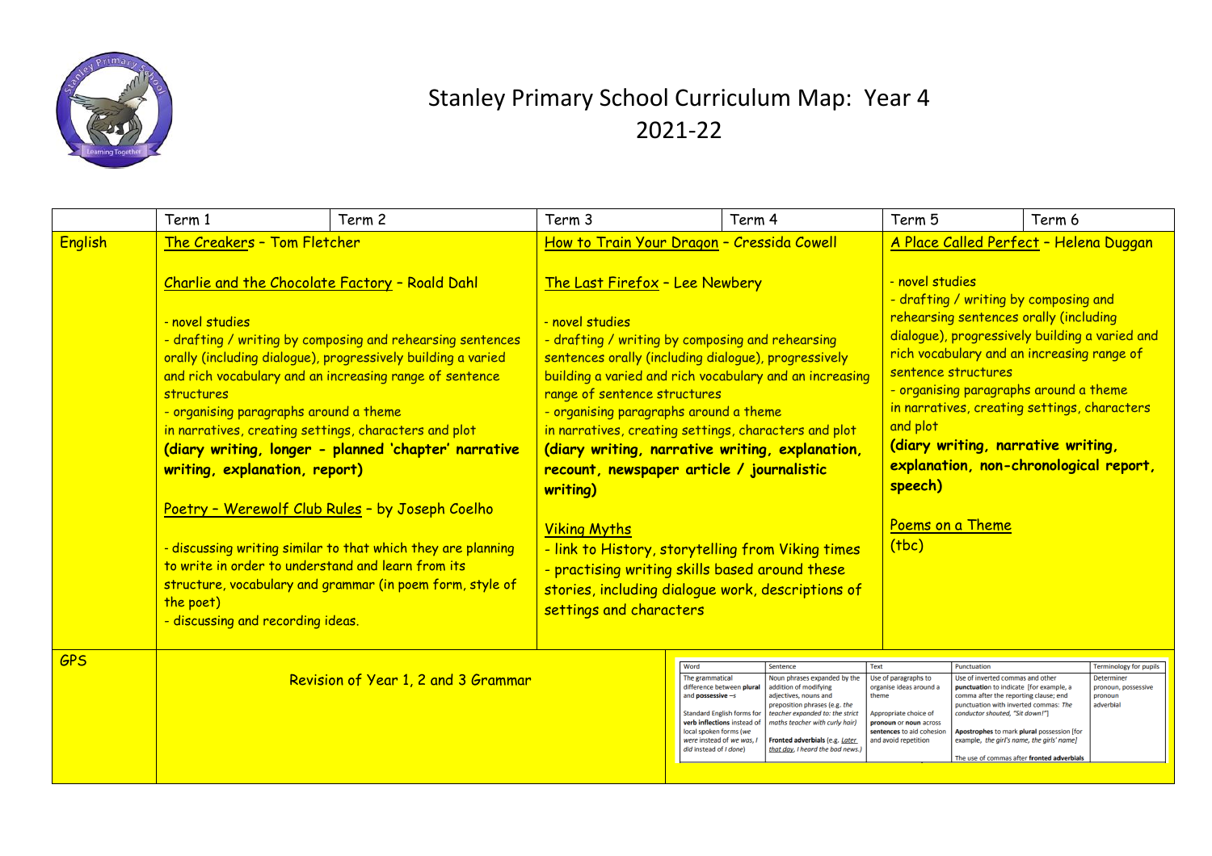# Stanley Primary School Curriculum Map: Year 4

## 2021-22

| | Term 1 | Term 2 | Term 3 | Term 4 | Term 5 | Term 6 |
|---|---|---|---|---|---|---|
| English | The Creakers – Tom Fletcher<br><br>Charlie and the Chocolate Factory – Roald Dahl<br><br>- novel studies<br>- drafting / writing by composing and rehearsing sentences orally (including dialogue), progressively building a varied and rich vocabulary and an increasing range of sentence structures<br>- organising paragraphs around a theme in narratives, creating settings, characters and plot<br>**(diary writing, longer - planned 'chapter' narrative writing, explanation, report)**<br><br>Poetry – Werewolf Club Rules – by Joseph Coelho<br><br>- discussing writing similar to that which they are planning to write in order to understand and learn from its structure, vocabulary and grammar (in poem form, style of the poet)<br>- discussing and recording ideas. | | How to Train Your Dragon – Cressida Cowell<br><br>The Last Firefox – Lee Newbery<br><br>- novel studies<br>- drafting / writing by composing and rehearsing sentences orally (including dialogue), progressively building a varied and rich vocabulary and an increasing range of sentence structures<br>- organising paragraphs around a theme in narratives, creating settings, characters and plot<br>**(diary writing, narrative writing, explanation, recount, newspaper article / journalistic writing)**<br><br>Viking Myths<br>- link to History, storytelling from Viking times<br>- practising writing skills based around these stories, including dialogue work, descriptions of settings and characters | | A Place Called Perfect – Helena Duggan<br><br>- novel studies<br>- drafting / writing by composing and rehearsing sentences orally (including dialogue), progressively building a varied and rich vocabulary and an increasing range of sentence structures<br>- organising paragraphs around a theme in narratives, creating settings, characters and plot<br>**(diary writing, narrative writing, explanation, non-chronological report, speech)**<br><br>Poems on a Theme<br>(tbc) | |
| GPS | Revision of Year 1, 2 and 3 Grammar | | | | | |

| Word | Sentence | Text | Punctuation | Terminology for pupils |
|---|---|---|---|---|
| The grammatical difference between **plural** and **possessive** –s<br><br>Standard English forms for **verb inflections** instead of local spoken forms (*we were* instead of *we was*, *I did* instead of *I done*) | Noun phrases expanded by the addition of modifying adjectives, nouns and preposition phrases (e.g. *the teacher* expanded to: *the strict maths teacher with curly hair*)<br><br>**Fronted adverbials** (e.g. *Later that day, I heard the bad news.*) | Use of paragraphs to organise ideas around a theme<br><br>Appropriate choice of **pronoun** or **noun** across **sentences** to aid cohesion and avoid repetition | Use of inverted commas and other **punctuation** to indicate [for example, a comma after the reporting clause; end punctuation with inverted commas: *The conductor shouted, "Sit down!"*]<br><br>**Apostrophes** to mark **plural** possession [for example, *the girl's name, the girls' name*]<br><br>The use of commas after **fronted adverbials** | Determiner<br>pronoun, possessive pronoun<br>adverbial |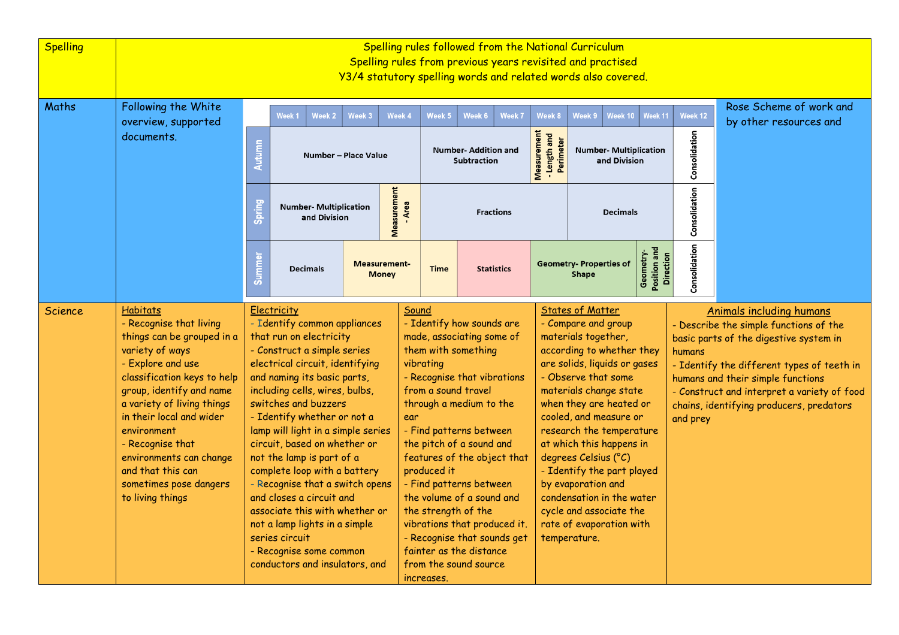| Spelling | Spelling rules followed from the National Curriculum<br>Spelling rules from previous years revisited and practised<br>Y3/4 statutory spelling words and related words also covered. | | | | |
|---|---|---|---|---|---|
| Maths | Following the White overview, supported documents. | | | | Rose Scheme of work and by other resources and |

| | Week 1 | Week 2 | Week 3 | Week 4 | Week 5 | Week 6 | Week 7 | Week 8 | Week 9 | Week 10 | Week 11 | Week 12 |
|---|---|---|---|---|---|---|---|---|---|---|---|---|
| Autumn | Number – Place Value | | | | Number- Addition and Subtraction | | | Measurement - Length and Perimeter | Number- Multiplication and Division | | | Consolidation |
| Spring | Number- Multiplication and Division | | | Measurement - Area | Fractions | | | | Decimals | | | Consolidation |
| Summer | Decimals | | Measurement- Money | | Time | Statistics | | Geometry- Properties of Shape | | | Geometry- Position and Direction | Consolidation |

| Science | Habitats | Electricity | Sound | States of Matter | Animals including humans |
|---|---|---|---|---|---|
| | - Recognise that living things can be grouped in a variety of ways<br>- Explore and use classification keys to help group, identify and name a variety of living things in their local and wider environment<br>- Recognise that environments can change and that this can sometimes pose dangers to living things | - Identify common appliances that run on electricity<br>- Construct a simple series electrical circuit, identifying and naming its basic parts, including cells, wires, bulbs, switches and buzzers<br>- Identify whether or not a lamp will light in a simple series circuit, based on whether or not the lamp is part of a complete loop with a battery<br>- Recognise that a switch opens and closes a circuit and associate this with whether or not a lamp lights in a simple series circuit<br>- Recognise some common conductors and insulators, and | - Identify how sounds are made, associating some of them with something vibrating<br>- Recognise that vibrations from a sound travel through a medium to the ear<br>- Find patterns between the pitch of a sound and features of the object that produced it<br>- Find patterns between the volume of a sound and the strength of the vibrations that produced it.<br>- Recognise that sounds get fainter as the distance from the sound source increases. | - Compare and group materials together, according to whether they are solids, liquids or gases<br>- Observe that some materials change state when they are heated or cooled, and measure or research the temperature at which this happens in degrees Celsius (°C)<br>- Identify the part played by evaporation and condensation in the water cycle and associate the rate of evaporation with temperature. | - Describe the simple functions of the basic parts of the digestive system in humans<br>- Identify the different types of teeth in humans and their simple functions<br>- Construct and interpret a variety of food chains, identifying producers, predators and prey |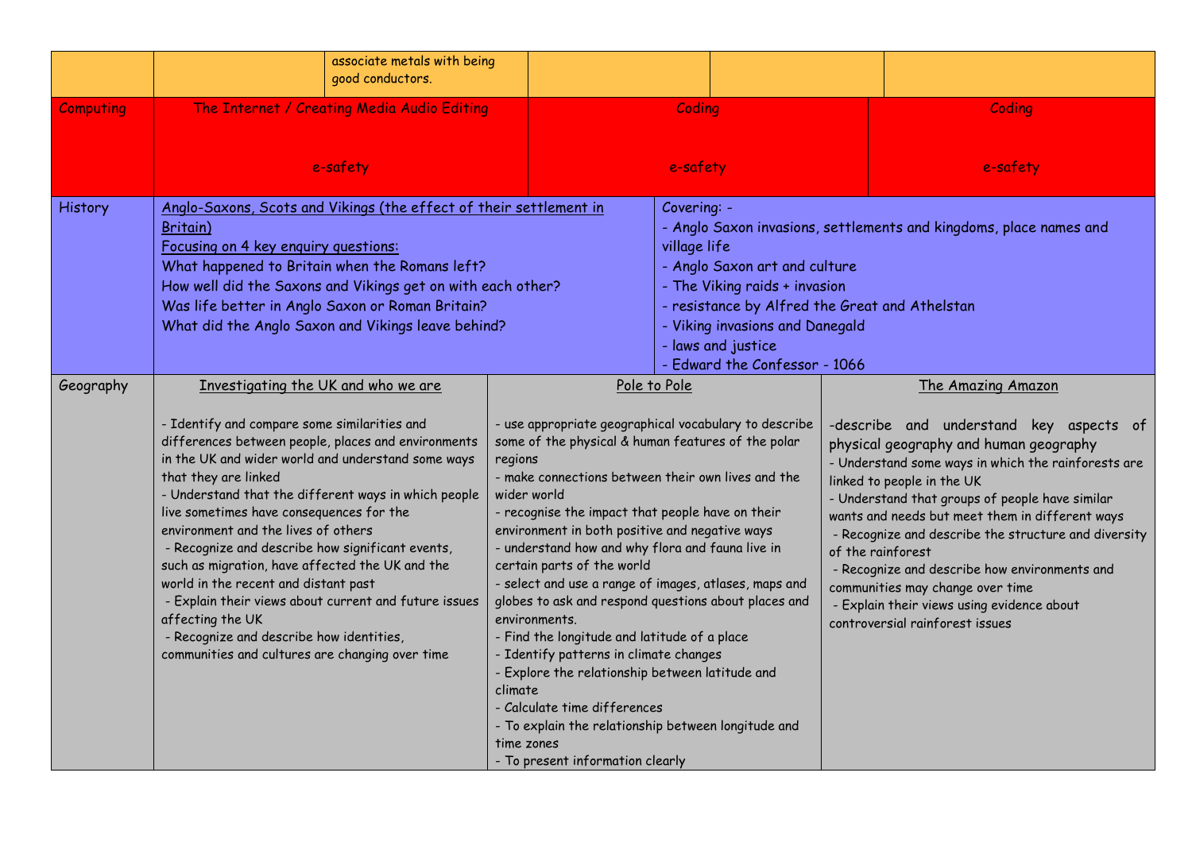| | | | | | |
|---|---|---|---|---|---|
| | | associate metals with being good conductors. | | | |
| Computing | The Internet / Creating Media Audio Editing<br><br>e-safety | | Coding<br><br>e-safety | | Coding<br><br>e-safety |
| History | Anglo-Saxons, Scots and Vikings (the effect of their settlement in Britain)<br>Focusing on 4 key enquiry questions:<br>What happened to Britain when the Romans left?<br>How well did the Saxons and Vikings get on with each other?<br>Was life better in Anglo Saxon or Roman Britain?<br>What did the Anglo Saxon and Vikings leave behind? | | | Covering: -<br>- Anglo Saxon invasions, settlements and kingdoms, place names and village life<br>- Anglo Saxon art and culture<br>- The Viking raids + invasion<br>- resistance by Alfred the Great and Athelstan<br>- Viking invasions and Danegald<br>- laws and justice<br>- Edward the Confessor - 1066 | |
| Geography | Investigating the UK and who we are<br><br>- Identify and compare some similarities and differences between people, places and environments in the UK and wider world and understand some ways that they are linked<br>- Understand that the different ways in which people live sometimes have consequences for the environment and the lives of others<br>- Recognize and describe how significant events, such as migration, have affected the UK and the world in the recent and distant past<br>- Explain their views about current and future issues affecting the UK<br>- Recognize and describe how identities, communities and cultures are changing over time | | Pole to Pole<br><br>- use appropriate geographical vocabulary to describe some of the physical & human features of the polar regions<br>- make connections between their own lives and the wider world<br>- recognise the impact that people have on their environment in both positive and negative ways<br>- understand how and why flora and fauna live in certain parts of the world<br>- select and use a range of images, atlases, maps and globes to ask and respond questions about places and environments.<br>- Find the longitude and latitude of a place<br>- Identify patterns in climate changes<br>- Explore the relationship between latitude and climate<br>- Calculate time differences<br>- To explain the relationship between longitude and time zones<br>- To present information clearly | | The Amazing Amazon<br><br>-describe and understand key aspects of physical geography and human geography<br>- Understand some ways in which the rainforests are linked to people in the UK<br>- Understand that groups of people have similar wants and needs but meet them in different ways<br>- Recognize and describe the structure and diversity of the rainforest<br>- Recognize and describe how environments and communities may change over time<br>- Explain their views using evidence about controversial rainforest issues | |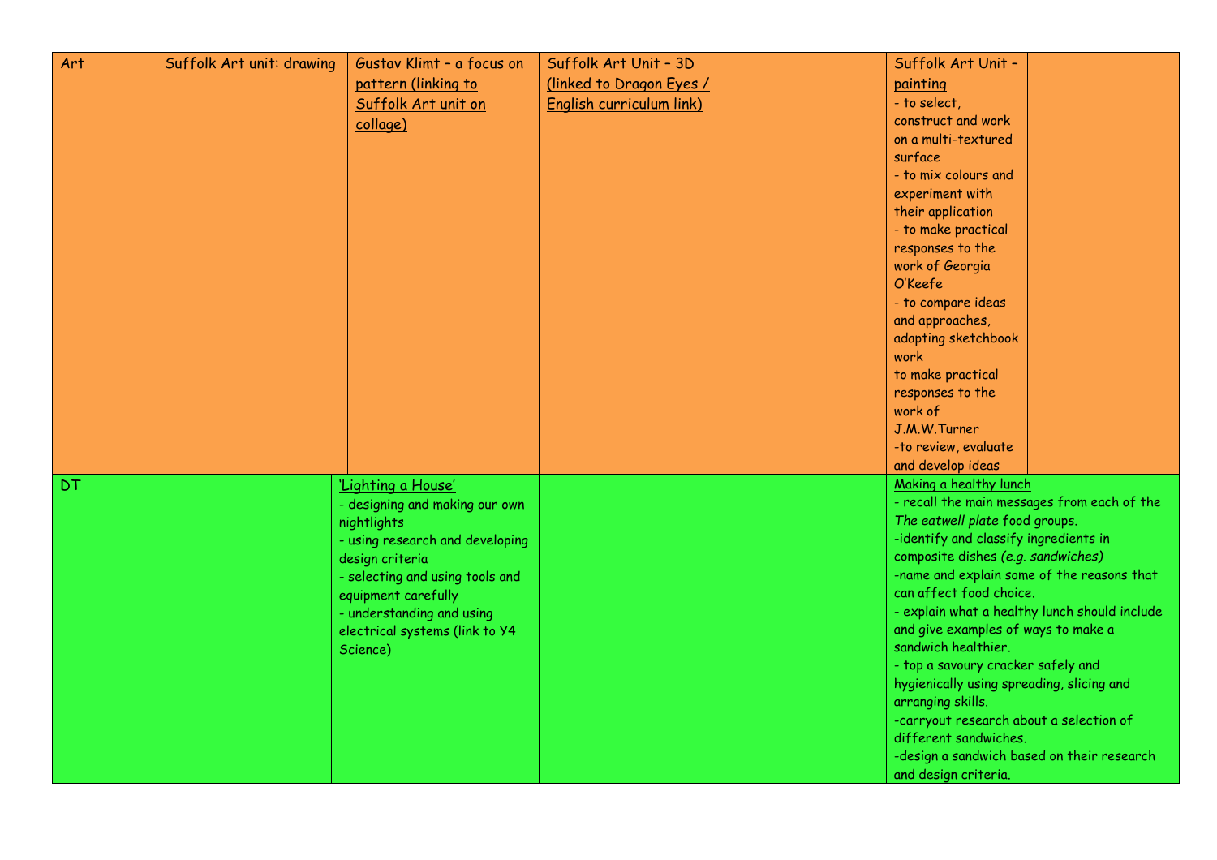| | | | | | | |
|---|---|---|---|---|---|---|
| Art | Suffolk Art unit: drawing | Gustav Klimt – a focus on pattern (linking to Suffolk Art unit on collage) | Suffolk Art Unit – 3D (linked to Dragon Eyes / English curriculum link) | | Suffolk Art Unit – painting<br>- to select, construct and work on a multi-textured surface<br>- to mix colours and experiment with their application<br>- to make practical responses to the work of Georgia O'Keefe<br>- to compare ideas and approaches, adapting sketchbook work<br>to make practical responses to the work of J.M.W.Turner<br>-to review, evaluate and develop ideas | |
| DT | | 'Lighting a House'<br>- designing and making our own nightlights<br>- using research and developing design criteria<br>- selecting and using tools and equipment carefully<br>- understanding and using electrical systems (link to Y4 Science) | | | Making a healthy lunch<br>- recall the main messages from each of the *The eatwell plate* food groups.<br>-identify and classify ingredients in composite dishes *(e.g. sandwiches)*<br>-name and explain some of the reasons that can affect food choice.<br>- explain what a healthy lunch should include and give examples of ways to make a sandwich healthier.<br>- top a savoury cracker safely and hygienically using spreading, slicing and arranging skills.<br>-carryout research about a selection of different sandwiches.<br>-design a sandwich based on their research and design criteria. | |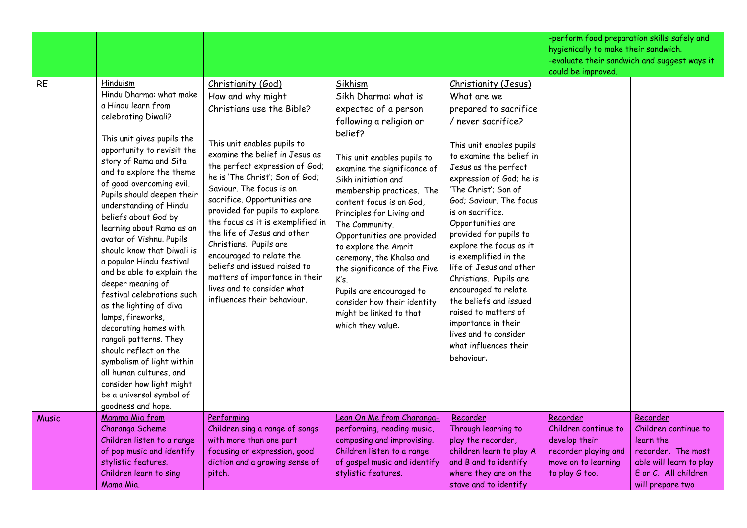| | | | | | | |
|---|---|---|---|---|---|---|
| | | | | | -perform food preparation skills safely and hygienically to make their sandwich.<br>-evaluate their sandwich and suggest ways it could be improved. | |
| RE | Hinduism<br>Hindu Dharma: what make a Hindu learn from celebrating Diwali?<br><br>This unit gives pupils the opportunity to revisit the story of Rama and Sita and to explore the theme of good overcoming evil. Pupils should deepen their understanding of Hindu beliefs about God by learning about Rama as an avatar of Vishnu. Pupils should know that Diwali is a popular Hindu festival and be able to explain the deeper meaning of festival celebrations such as the lighting of diva lamps, fireworks, decorating homes with rangoli patterns. They should reflect on the symbolism of light within all human cultures, and consider how light might be a universal symbol of goodness and hope. | Christianity (God)<br>How and why might Christians use the Bible?<br><br>This unit enables pupils to examine the belief in Jesus as the perfect expression of God; he is 'The Christ'; Son of God; Saviour. The focus is on sacrifice. Opportunities are provided for pupils to explore the focus as it is exemplified in the life of Jesus and other Christians. Pupils are encouraged to relate the beliefs and issued raised to matters of importance in their lives and to consider what influences their behaviour. | Sikhism<br>Sikh Dharma: what is expected of a person following a religion or belief?<br><br>This unit enables pupils to examine the significance of Sikh initiation and membership practices. The content focus is on God, Principles for Living and The Community. Opportunities are provided to explore the Amrit ceremony, the Khalsa and the significance of the Five K's.<br>Pupils are encouraged to consider how their identity might be linked to that which they value. | Christianity (Jesus)<br>What are we prepared to sacrifice / never sacrifice?<br><br>This unit enables pupils to examine the belief in Jesus as the perfect expression of God; he is 'The Christ'; Son of God; Saviour. The focus is on sacrifice. Opportunities are provided for pupils to explore the focus as it is exemplified in the life of Jesus and other Christians. Pupils are encouraged to relate the beliefs and issued raised to matters of importance in their lives and to consider what influences their behaviour. | | |
| Music | Mamma Mia from Charanga Scheme<br>Children listen to a range of pop music and identify stylistic features.<br>Children learn to sing Mama Mia. | Performing<br>Children sing a range of songs with more than one part focusing on expression, good diction and a growing sense of pitch. | Lean On Me from Charanga- performing, reading music, composing and improvising.<br>Children listen to a range of gospel music and identify stylistic features. | Recorder<br>Through learning to play the recorder, children learn to play A and B and to identify where they are on the stave and to identify | Recorder<br>Children continue to develop their recorder playing and move on to learning to play G too. | Recorder<br>Children continue to learn the recorder. The most able will learn to play E or C. All children will prepare two |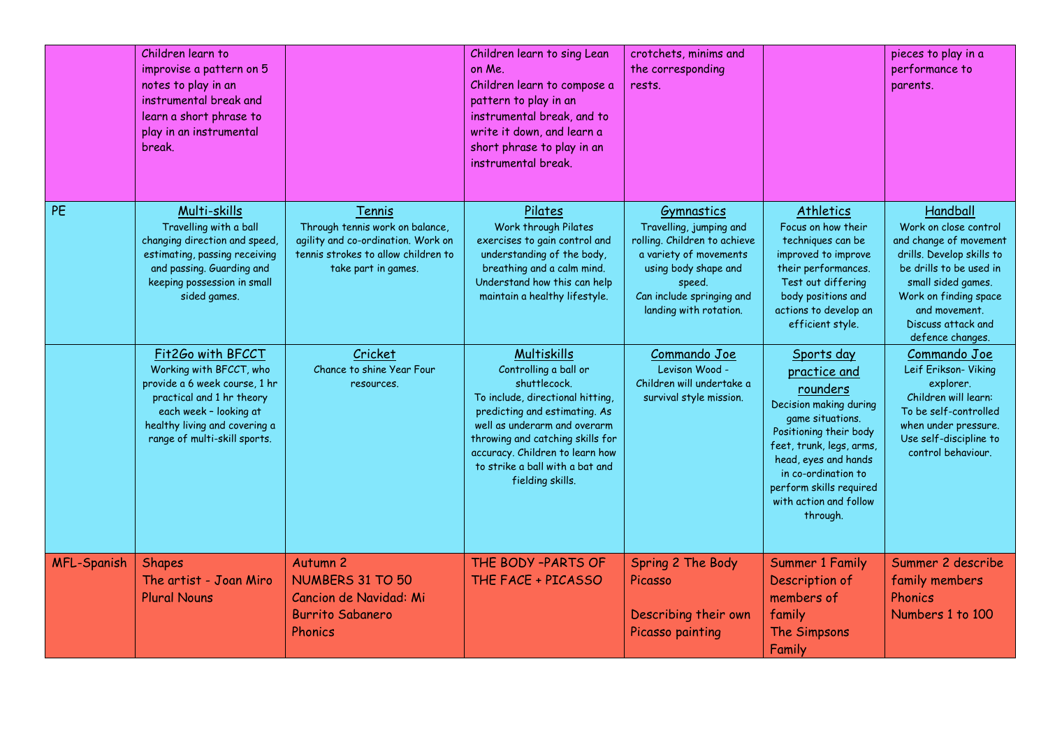| | | | | | | |
|---|---|---|---|---|---|---|
| | Children learn to improvise a pattern on 5 notes to play in an instrumental break and learn a short phrase to play in an instrumental break. | | Children learn to sing Lean on Me.<br>Children learn to compose a pattern to play in an instrumental break, and to write it down, and learn a short phrase to play in an instrumental break. | crotchets, minims and the corresponding rests. | | pieces to play in a performance to parents. |
| PE | Multi-skills<br>Travelling with a ball changing direction and speed, estimating, passing receiving and passing. Guarding and keeping possession in small sided games. | Tennis<br>Through tennis work on balance, agility and co-ordination. Work on tennis strokes to allow children to take part in games. | Pilates<br>Work through Pilates exercises to gain control and understanding of the body, breathing and a calm mind. Understand how this can help maintain a healthy lifestyle. | Gymnastics<br>Travelling, jumping and rolling. Children to achieve a variety of movements using body shape and speed.<br>Can include springing and landing with rotation. | Athletics<br>Focus on how their techniques can be improved to improve their performances. Test out differing body positions and actions to develop an efficient style. | Handball<br>Work on close control and change of movement drills. Develop skills to be drills to be used in small sided games. Work on finding space and movement. Discuss attack and defence changes. |
| | Fit2Go with BFCCT<br>Working with BFCCT, who provide a 6 week course, 1 hr practical and 1 hr theory each week – looking at healthy living and covering a range of multi-skill sports. | Cricket<br>Chance to shine Year Four resources. | Multiskills<br>Controlling a ball or shuttlecock.<br>To include, directional hitting, predicting and estimating. As well as underarm and overarm throwing and catching skills for accuracy. Children to learn how to strike a ball with a bat and fielding skills. | Commando Joe<br>Levison Wood - Children will undertake a survival style mission. | Sports day practice and rounders<br>Decision making during game situations. Positioning their body feet, trunk, legs, arms, head, eyes and hands in co-ordination to perform skills required with action and follow through. | Commando Joe<br>Leif Erikson- Viking explorer.<br>Children will learn:<br>To be self-controlled when under pressure.<br>Use self-discipline to control behaviour. |
| MFL-Spanish | Shapes<br>The artist - Joan Miro<br>Plural Nouns | Autumn 2<br>NUMBERS 31 TO 50<br>Cancion de Navidad: Mi Burrito Sabanero<br>Phonics | THE BODY –PARTS OF THE FACE + PICASSO | Spring 2 The Body Picasso<br><br>Describing their own Picasso painting | Summer 1 Family Description of members of family<br>The Simpsons Family | Summer 2 describe family members<br>Phonics<br>Numbers 1 to 100 |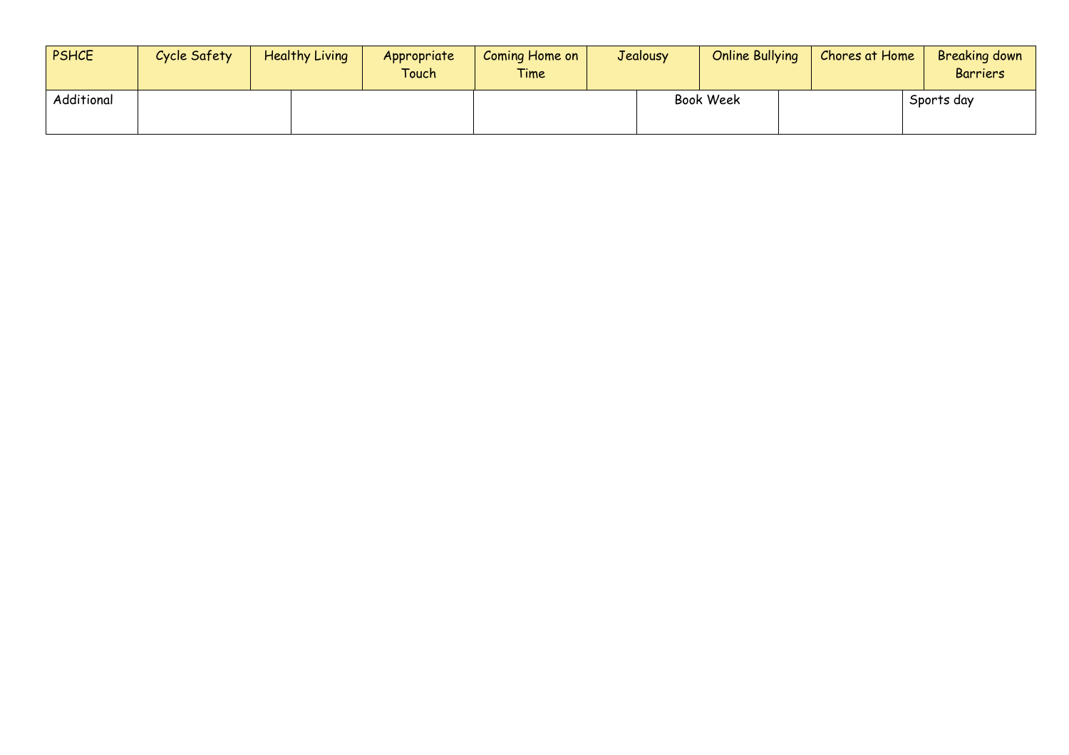| PSHCE | Cycle Safety | Healthy Living | Appropriate Touch | Coming Home on Time | Jealousy | Online Bullying | Chores at Home | Breaking down Barriers |
|---|---|---|---|---|---|---|---|---|
| Additional | | | | | | Book Week | | Sports day |